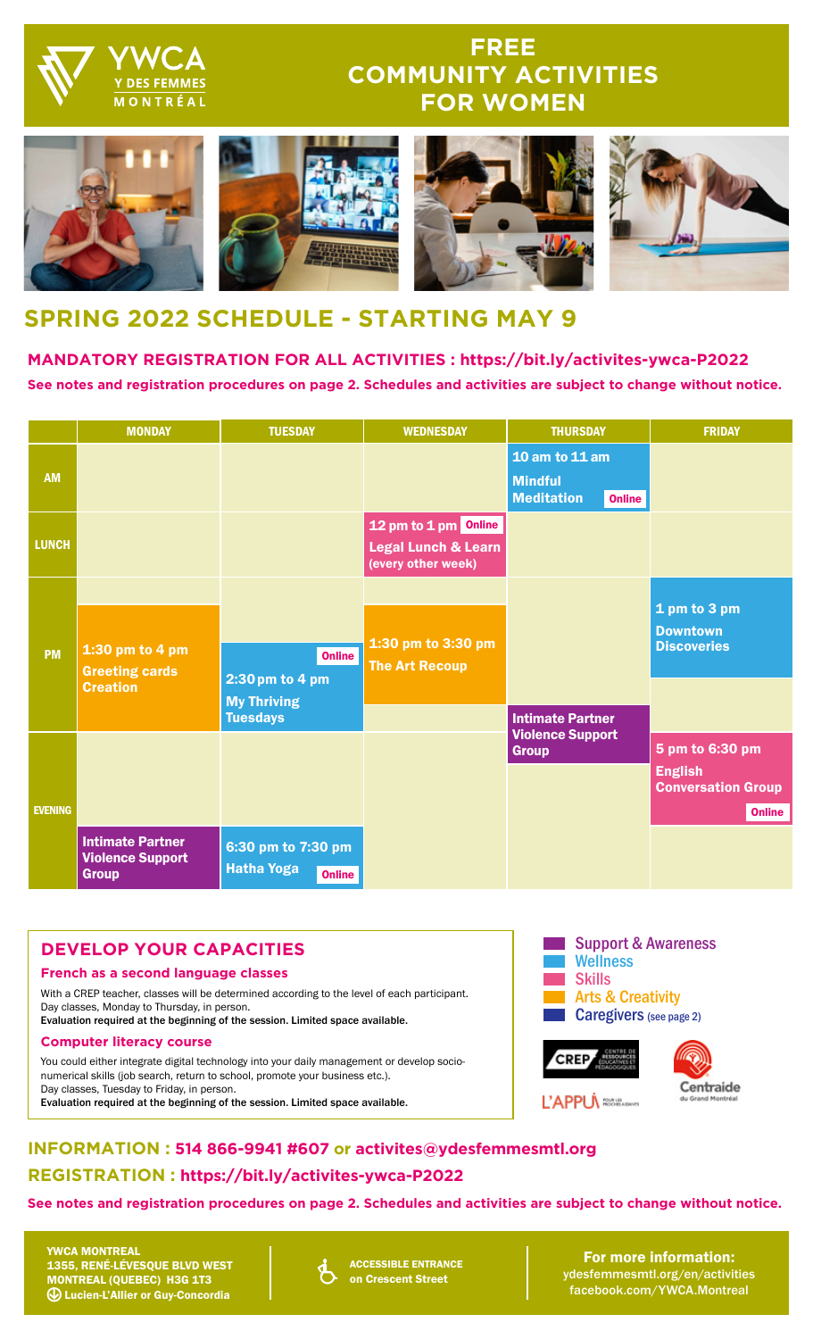# FREE COMMUNITY ACTIVITIES FOR WOMEN

YWCA Y DES FEMMES MONTRÉAL

## SPRING 2022 SCHEDULE - STARTING MAY 9

**MANDATORY REGISTRATION FOR ALL ACTIVITIES : https://bit.ly/activites-ywca-P2022**

**See notes and registration procedures on page 2. Schedules and activities are subject to change without notice.**

| | MONDAY | TUESDAY | WEDNESDAY | THURSDAY | FRIDAY |
|---|---|---|---|---|---|
| AM | | | | 10 am to 11 am **Mindful Meditation** Online | |
| LUNCH | | | 12 pm to 1 pm Online **Legal Lunch & Learn** (every other week) | | |
| PM | 1:30 pm to 4 pm **Greeting cards Creation** | Online 2:30 pm to 4 pm **My Thriving Tuesdays** | 1:30 pm to 3:30 pm **The Art Recoup** | **Intimate Partner Violence Support Group** | 1 pm to 3 pm **Downtown Discoveries** |
| EVENING | **Intimate Partner Violence Support Group** | 6:30 pm to 7:30 pm **Hatha Yoga** Online | | | 5 pm to 6:30 pm **English Conversation Group** Online |

## DEVELOP YOUR CAPACITIES

### French as a second language classes

With a CREP teacher, classes will be determined according to the level of each participant.
Day classes, Monday to Thursday, in person.
Evaluation required at the beginning of the session. Limited space available.

### Computer literacy course

You could either integrate digital technology into your daily management or develop socio-numerical skills (job search, return to school, promote your business etc.).
Day classes, Tuesday to Friday, in person.
Evaluation required at the beginning of the session. Limited space available.

- Support & Awareness
- Wellness
- Skills
- Arts & Creativity
- Caregivers (see page 2)

CREP Centre de ressources éducatives et pédagogiques — L'APPUI pour les proches aidants — Centraide du Grand Montréal

**INFORMATION : 514 866-9941 #607 or activites@ydesfemmesmtl.org**

**REGISTRATION : https://bit.ly/activites-ywca-P2022**

**See notes and registration procedures on page 2. Schedules and activities are subject to change without notice.**

YWCA MONTREAL
1355, RENÉ-LÉVESQUE BLVD WEST
MONTREAL (QUEBEC) H3G 1T3
Lucien-L'Allier or Guy-Concordia

ACCESSIBLE ENTRANCE on Crescent Street

**For more information:**
ydesfemmesmtl.org/en/activities
facebook.com/YWCA.Montreal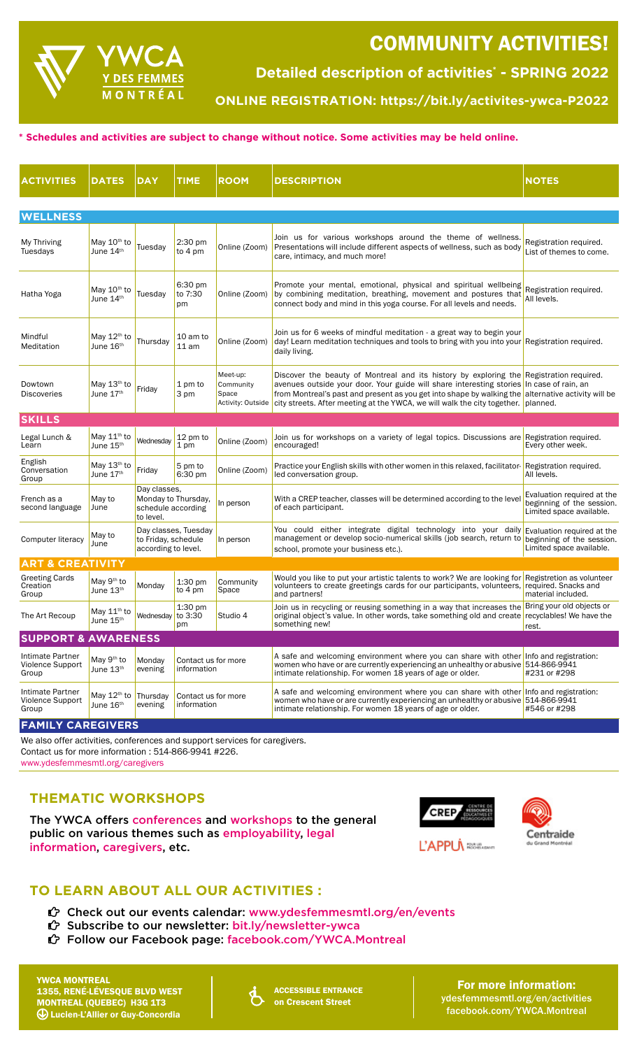# COMMUNITY ACTIVITIES!

YWCA Y DES FEMMES MONTRÉAL

**Detailed description of activities* - SPRING 2022**

**ONLINE REGISTRATION: https://bit.ly/activites-ywca-P2022**

**\* Schedules and activities are subject to change without notice. Some activities may be held online.**

| ACTIVITIES | DATES | DAY | TIME | ROOM | DESCRIPTION | NOTES |
|---|---|---|---|---|---|---|
| **WELLNESS** | | | | | | |
| My Thriving Tuesdays | May 10th to June 14th | Tuesday | 2:30 pm to 4 pm | Online (Zoom) | Join us for various workshops around the theme of wellness. Presentations will include different aspects of wellness, such as body care, intimacy, and much more! | Registration required. List of themes to come. |
| Hatha Yoga | May 10th to June 14th | Tuesday | 6:30 pm to 7:30 pm | Online (Zoom) | Promote your mental, emotional, physical and spiritual wellbeing by combining meditation, breathing, movement and postures that connect body and mind in this yoga course. For all levels and needs. | Registration required. All levels. |
| Mindful Meditation | May 12th to June 16th | Thursday | 10 am to 11 am | Online (Zoom) | Join us for 6 weeks of mindful meditation - a great way to begin your day! Learn meditation techniques and tools to bring with you into your daily living. | Registration required. |
| Dowtown Discoveries | May 13th to June 17th | Friday | 1 pm to 3 pm | Meet-up: Community Space Activity: Outside | Discover the beauty of Montreal and its history by exploring the avenues outside your door. Your guide will share interesting stories from Montreal's past and present as you get into shape by walking the city streets. After meeting at the YWCA, we will walk the city together. | Registration required. In case of rain, an alternative activity will be planned. |
| **SKILLS** | | | | | | |
| Legal Lunch & Learn | May 11th to June 15th | Wednesday | 12 pm to 1 pm | Online (Zoom) | Join us for workshops on a variety of legal topics. Discussions are encouraged! | Registration required. Every other week. |
| English Conversation Group | May 13th to June 17th | Friday | 5 pm to 6:30 pm | Online (Zoom) | Practice your English skills with other women in this relaxed, facilitator-led conversation group. | Registration required. All levels. |
| French as a second language | May to June | Day classes, Monday to Thursday, schedule according to level. | | In person | With a CREP teacher, classes will be determined according to the level of each participant. | Evaluation required at the beginning of the session. Limited space available. |
| Computer literacy | May to June | Day classes, Tuesday to Friday, schedule according to level. | | In person | You could either integrate digital technology into your daily management or develop socio-numerical skills (job search, return to school, promote your business etc.). | Evaluation required at the beginning of the session. Limited space available. |
| **ART & CREATIVITY** | | | | | | |
| Greeting Cards Creation Group | May 9th to June 13th | Monday | 1:30 pm to 4 pm | Community Space | Would you like to put your artistic talents to work? We are looking for volunteers to create greetings cards for our participants, volunteers, and partners! | Registretion as volunteer required. Snacks and material included. |
| The Art Recoup | May 11th to June 15th | Wednesday | 1:30 pm to 3:30 pm | Studio 4 | Join us in recycling or reusing something in a way that increases the original object's value. In other words, take something old and create something new! | Bring your old objects or recyclables! We have the rest. |
| **SUPPORT & AWARENESS** | | | | | | |
| Intimate Partner Violence Support Group | May 9th to June 13th | Monday evening | Contact us for more information | | A safe and welcoming environment where you can share with other women who have or are currently experiencing an unhealthy or abusive intimate relationship. For women 18 years of age or older. | Info and registration: 514-866-9941 #231 or #298 |
| Intimate Partner Violence Support Group | May 12th to June 16th | Thursday evening | Contact us for more information | | A safe and welcoming environment where you can share with other women who have or are currently experiencing an unhealthy or abusive intimate relationship. For women 18 years of age or older. | Info and registration: 514-866-9941 #546 or #298 |

## FAMILY CAREGIVERS

We also offer activities, conferences and support services for caregivers.
Contact us for more information : 514-866-9941 #226.
www.ydesfemmesmtl.org/caregivers

## THEMATIC WORKSHOPS

The YWCA offers conferences and workshops to the general public on various themes such as employability, legal information, caregivers, etc.

CREP Centre de ressources éducatives et pédagogiques — L'APPUI pour les proches aidants — Centraide du Grand Montréal

## TO LEARN ABOUT ALL OUR ACTIVITIES :

- Check out our events calendar: www.ydesfemmesmtl.org/en/events
- Subscribe to our newsletter: bit.ly/newsletter-ywca
- Follow our Facebook page: facebook.com/YWCA.Montreal

**YWCA MONTREAL**
**1355, RENÉ-LÉVESQUE BLVD WEST**
**MONTREAL (QUEBEC) H3G 1T3**
**Lucien-L'Allier or Guy-Concordia**

**ACCESSIBLE ENTRANCE on Crescent Street**

**For more information:**
ydesfemmesmtl.org/en/activities
facebook.com/YWCA.Montreal